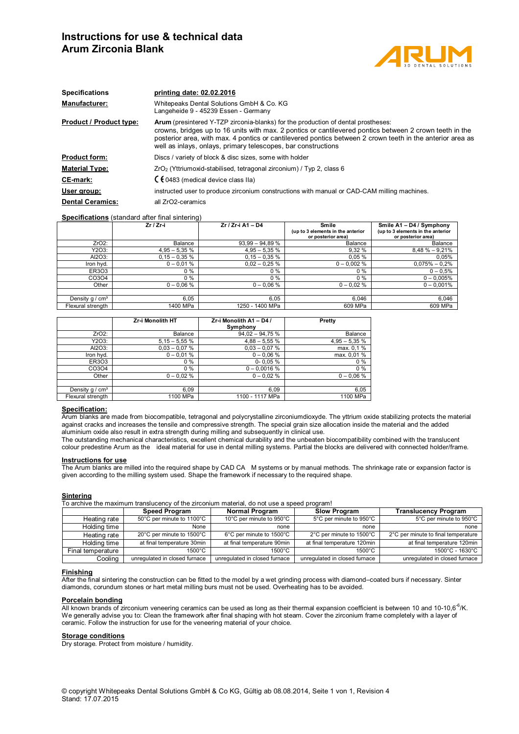# Instructions for use & technical data
# Arum Zirconia Blank

| | |
|---|---|
| **Specifications** | **printing date: 02.02.2016** |
| **Manufacturer:** | Whitepeaks Dental Solutions GmbH & Co. KG<br>Langeheide 9 - 45239 Essen - Germany |
| **Product / Product type:** | **Arum** (presintered Y-TZP zirconia-blanks) for the production of dental prostheses:<br>crowns, bridges up to 16 units with max. 2 pontics or cantilevered pontics between 2 crown teeth in the posterior area, with max. 4 pontics or cantilevered pontics between 2 crown teeth in the anterior area as well as inlays, onlays, primary telescopes, bar constructions |
| **Product form:** | Discs / variety of block & disc sizes, some with holder |
| **Material Type:** | $ZrO_2$ (Yttriumoxid-stabilised, tetragonal zirconium) / Typ 2, class 6 |
| **CE-mark:** | CE 0483 (medical device class IIa) |
| **User group:** | instructed user to produce zirconium constructions with manual or CAD-CAM milling machines. |
| **Dental Ceramics:** | all ZrO2-ceramics |

**Specifications** (standard after final sintering)

| | Zr / Zr-i | Zr / Zr-i A1 – D4 | Smile (up to 3 elements in the anterior or posterior area) | Smile A1 – D4 / Symphony (up to 3 elements in the anterior or posterior area) |
|---|---|---|---|---|
| ZrO2: | Balance | 93,99 – 94,89 % | Balance | Balance |
| Y2O3: | 4,95 – 5,35 % | 4,95 – 5,35 % | 9,32 % | 8,48 % – 9,21% |
| Al2O3: | 0,15 – 0,35 % | 0,15 – 0,35 % | 0,05 % | 0,05% |
| Iron hyd. | 0 – 0,01 % | 0,02 – 0,25 % | 0 – 0,002 % | 0,075% – 0,2% |
| ER3O3 | 0 % | 0 % | 0 % | 0 – 0,5% |
| CO3O4 | 0 % | 0 % | 0 % | 0 – 0,005% |
| Other | 0 – 0,06 % | 0 – 0,06 % | 0 – 0,02 % | 0 – 0,001% |
| | | | | |
| Density g / cm³ | 6,05 | 6,05 | 6,046 | 6,046 |
| Flexural strength | 1400 MPa | 1250 - 1400 MPa | 609 MPa | 609 MPa |

| | Zr-i Monolith HT | Zr-i Monolith A1 – D4 / Symphony | Pretty |
|---|---|---|---|
| ZrO2: | Balance | 94,02 – 94,75 % | Balance |
| Y2O3: | 5,15 – 5,55 % | 4,88 – 5,55 % | 4,95 – 5,35 % |
| Al2O3: | 0,03 – 0,07 % | 0,03 – 0,07 % | max. 0,1 % |
| Iron hyd. | 0 – 0,01 % | 0 – 0,06 % | max. 0,01 % |
| ER3O3 | 0 % | 0- 0,05 % | 0 % |
| CO3O4 | 0 % | 0 – 0,0016 % | 0 % |
| Other | 0 – 0,02 % | 0 – 0,02 % | 0 – 0,06 % |
| | | | |
| Density g / cm³ | 6,09 | 6,09 | 6,05 |
| Flexural strength | 1100 MPa | 1100 - 1117 MPa | 1100 MPa |

## Specification:

Arum blanks are made from biocompatible, tetragonal and polycrystalline zirconiumdioxyde. The yttrium oxide stabilizing protects the material against cracks and increases the tensile and compressive strength. The special grain size allocation inside the material and the added aluminium oxide also result in extra strength during milling and subsequently in clinical use.
The outstanding mechanical characteristics, excellent chemical durability and the unbeaten biocompatibility combined with the translucent colour predestine Arum as the ideal material for use in dental milling systems. Partial the blocks are delivered with connected holder/frame.

## Instructions for use

The Arum blanks are milled into the required shape by CAD CA M systems or by manual methods. The shrinkage rate or expansion factor is given according to the milling system used. Shape the framework if necessary to the required shape.

## Sintering

To archive the maximum translucency of the zirconium material, do not use a speed program!

| | Speed Program | Normal Program | Slow Program | Translucency Program |
|---|---|---|---|---|
| Heating rate | 50°C per minute to 1100°C | 10°C per minute to 950°C | 5°C per minute to 950°C | 5°C per minute to 950°C |
| Holding time | None | none | none | none |
| Heating rate | 20°C per minute to 1500°C | 6°C per minute to 1500°C | 2°C per minute to 1500°C | 2°C per minute to final temperature |
| Holding time | at final temperature 30min | at final temperature 90min | at final temperature 120min | at final temperature 120min |
| Final temperature | 1500°C | 1500°C | 1500°C | 1500°C - 1630°C |
| Cooling | unregulated in closed furnace | unregulated in closed furnace | unregulated in closed furnace | unregulated in closed furnace |

## Finishing

After the final sintering the construction can be fitted to the model by a wet grinding process with diamond–coated burs if necessary. Sinter diamonds, corundum stones or hart metal milling burs must not be used. Overheating has to be avoided.

## Porcelain bonding

All known brands of zirconium veneering ceramics can be used as long as their thermal expansion coefficient is between 10 and $10\text{-}10{,}6^{-6}$/K.
We generally advise you to: Clean the framework after final shaping with hot steam. Cover the zirconium frame completely with a layer of ceramic. Follow the instruction for use for the veneering material of your choice.

## Storage conditions

Dry storage. Protect from moisture / humidity.

© copyright Whitepeaks Dental Solutions GmbH & Co KG, Gültig ab 08.08.2014, Seite 1 von 1, Revision 4
Stand: 17.07.2015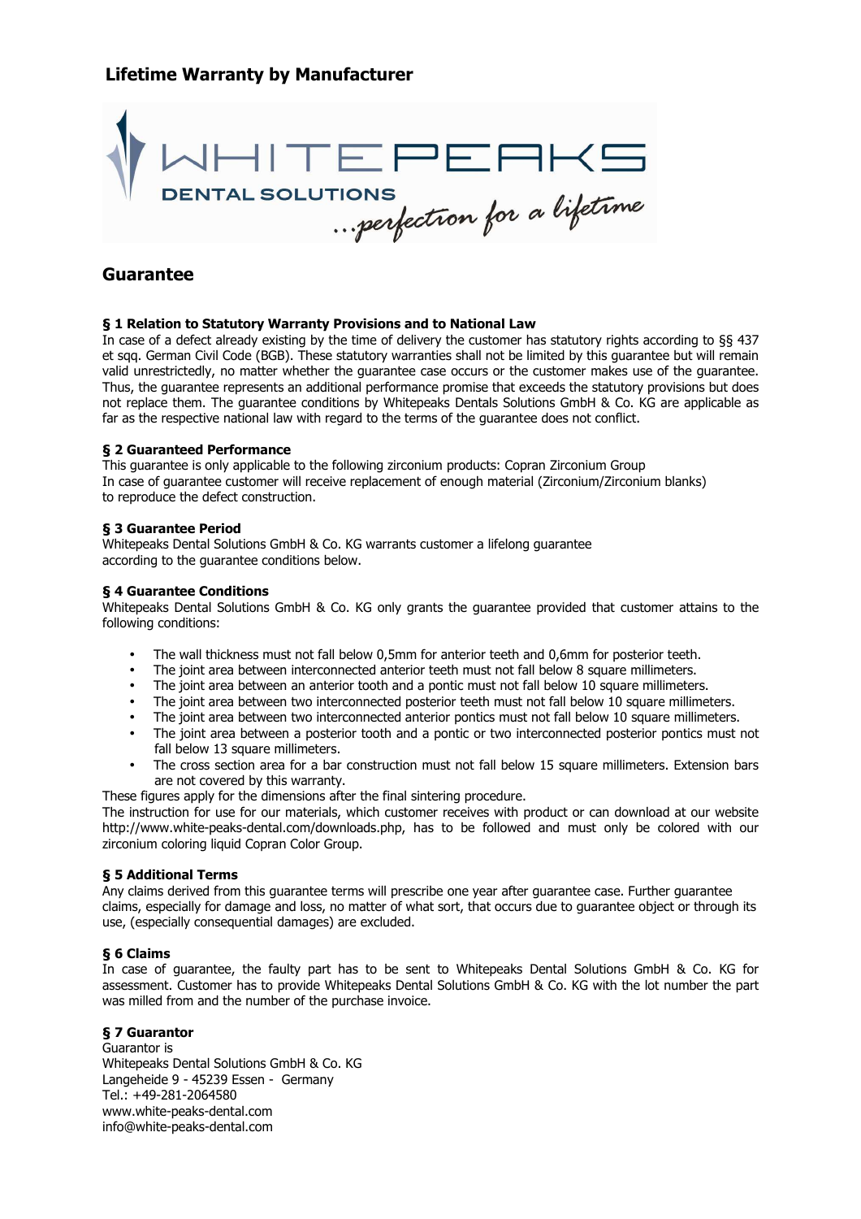## Lifetime Warranty by Manufacturer

WHITEPEAKS
DENTAL SOLUTIONS
...perfection for a lifetime

## Guarantee

**§ 1 Relation to Statutory Warranty Provisions and to National Law**
In case of a defect already existing by the time of delivery the customer has statutory rights according to §§ 437 et sqq. German Civil Code (BGB). These statutory warranties shall not be limited by this guarantee but will remain valid unrestrictedly, no matter whether the guarantee case occurs or the customer makes use of the guarantee. Thus, the guarantee represents an additional performance promise that exceeds the statutory provisions but does not replace them. The guarantee conditions by Whitepeaks Dentals Solutions GmbH & Co. KG are applicable as far as the respective national law with regard to the terms of the guarantee does not conflict.

**§ 2 Guaranteed Performance**
This guarantee is only applicable to the following zirconium products: Copran Zirconium Group
In case of guarantee customer will receive replacement of enough material (Zirconium/Zirconium blanks) to reproduce the defect construction.

**§ 3 Guarantee Period**
Whitepeaks Dental Solutions GmbH & Co. KG warrants customer a lifelong guarantee according to the guarantee conditions below.

**§ 4 Guarantee Conditions**
Whitepeaks Dental Solutions GmbH & Co. KG only grants the guarantee provided that customer attains to the following conditions:

- The wall thickness must not fall below 0,5mm for anterior teeth and 0,6mm for posterior teeth.
- The joint area between interconnected anterior teeth must not fall below 8 square millimeters.
- The joint area between an anterior tooth and a pontic must not fall below 10 square millimeters.
- The joint area between two interconnected posterior teeth must not fall below 10 square millimeters.
- The joint area between two interconnected anterior pontics must not fall below 10 square millimeters.
- The joint area between a posterior tooth and a pontic or two interconnected posterior pontics must not fall below 13 square millimeters.
- The cross section area for a bar construction must not fall below 15 square millimeters. Extension bars are not covered by this warranty.

These figures apply for the dimensions after the final sintering procedure.
The instruction for use for our materials, which customer receives with product or can download at our website http://www.white-peaks-dental.com/downloads.php, has to be followed and must only be colored with our zirconium coloring liquid Copran Color Group.

**§ 5 Additional Terms**
Any claims derived from this guarantee terms will prescribe one year after guarantee case. Further guarantee claims, especially for damage and loss, no matter of what sort, that occurs due to guarantee object or through its use, (especially consequential damages) are excluded.

**§ 6 Claims**
In case of guarantee, the faulty part has to be sent to Whitepeaks Dental Solutions GmbH & Co. KG for assessment. Customer has to provide Whitepeaks Dental Solutions GmbH & Co. KG with the lot number the part was milled from and the number of the purchase invoice.

**§ 7 Guarantor**
Guarantor is
Whitepeaks Dental Solutions GmbH & Co. KG
Langeheide 9 - 45239 Essen - Germany
Tel.: +49-281-2064580
www.white-peaks-dental.com
info@white-peaks-dental.com